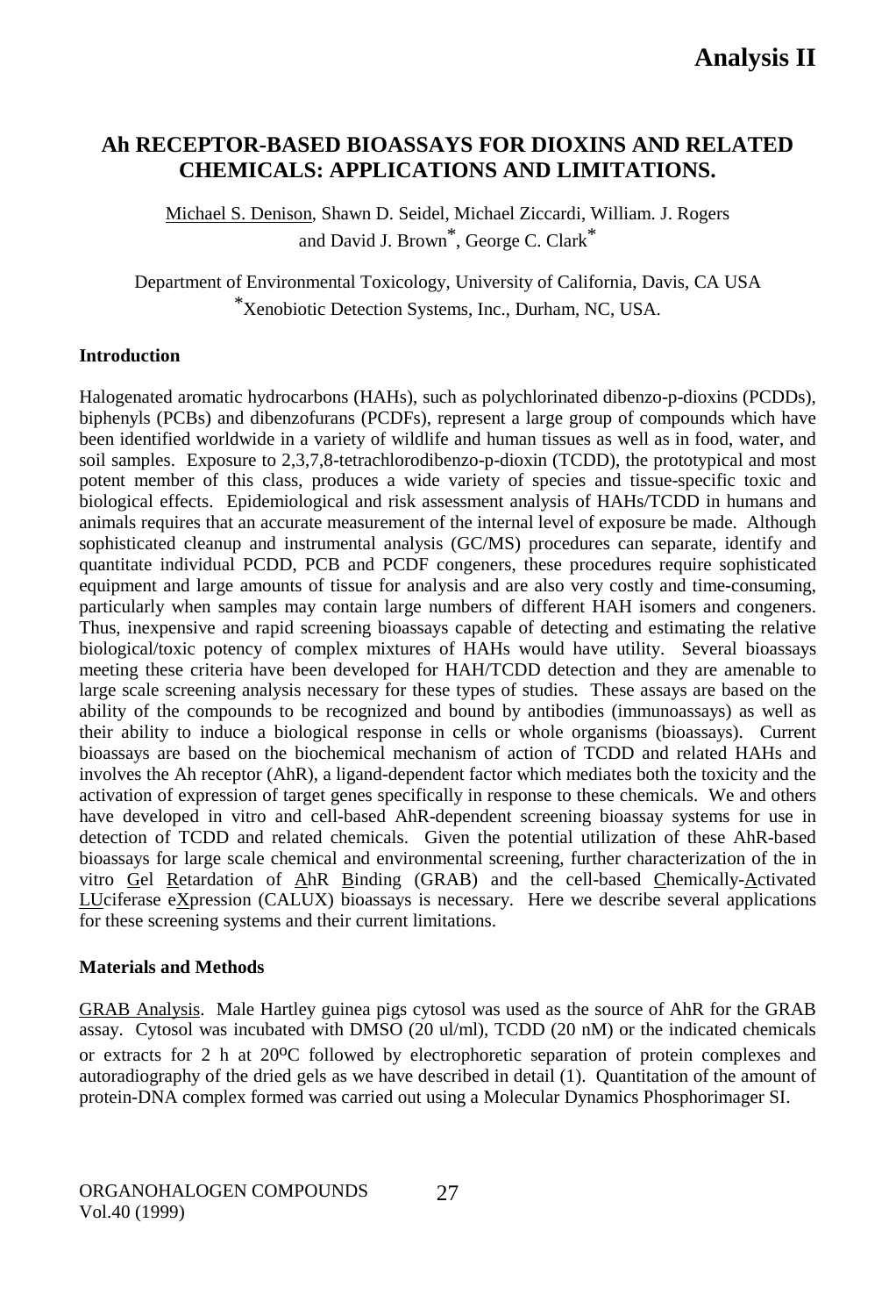# Ah RECEPTOR-BASED BIOASSAYS FOR DIOXINS AND RELATED CHEMICALS: APPLICATIONS AND LIMITATIONS.

Michael S. Denison, Shawn D. Seidel, Michael Ziccardi, William. J. Rogers and David J. Brown*, George C. Clark*

Department of Environmental Toxicology, University of California, Davis, CA USA
*Xenobiotic Detection Systems, Inc., Durham, NC, USA.

### Introduction

Halogenated aromatic hydrocarbons (HAHs), such as polychlorinated dibenzo-p-dioxins (PCDDs), biphenyls (PCBs) and dibenzofurans (PCDFs), represent a large group of compounds which have been identified worldwide in a variety of wildlife and human tissues as well as in food, water, and soil samples. Exposure to 2,3,7,8-tetrachlorodibenzo-p-dioxin (TCDD), the prototypical and most potent member of this class, produces a wide variety of species and tissue-specific toxic and biological effects. Epidemiological and risk assessment analysis of HAHs/TCDD in humans and animals requires that an accurate measurement of the internal level of exposure be made. Although sophisticated cleanup and instrumental analysis (GC/MS) procedures can separate, identify and quantitate individual PCDD, PCB and PCDF congeners, these procedures require sophisticated equipment and large amounts of tissue for analysis and are also very costly and time-consuming, particularly when samples may contain large numbers of different HAH isomers and congeners. Thus, inexpensive and rapid screening bioassays capable of detecting and estimating the relative biological/toxic potency of complex mixtures of HAHs would have utility. Several bioassays meeting these criteria have been developed for HAH/TCDD detection and they are amenable to large scale screening analysis necessary for these types of studies. These assays are based on the ability of the compounds to be recognized and bound by antibodies (immunoassays) as well as their ability to induce a biological response in cells or whole organisms (bioassays). Current bioassays are based on the biochemical mechanism of action of TCDD and related HAHs and involves the Ah receptor (AhR), a ligand-dependent factor which mediates both the toxicity and the activation of expression of target genes specifically in response to these chemicals. We and others have developed in vitro and cell-based AhR-dependent screening bioassay systems for use in detection of TCDD and related chemicals. Given the potential utilization of these AhR-based bioassays for large scale chemical and environmental screening, further characterization of the in vitro Gel Retardation of AhR Binding (GRAB) and the cell-based Chemically-Activated LUciferase eXpression (CALUX) bioassays is necessary. Here we describe several applications for these screening systems and their current limitations.

### Materials and Methods

GRAB Analysis. Male Hartley guinea pigs cytosol was used as the source of AhR for the GRAB assay. Cytosol was incubated with DMSO (20 ul/ml), TCDD (20 nM) or the indicated chemicals or extracts for 2 h at 20$^{o}$C followed by electrophoretic separation of protein complexes and autoradiography of the dried gels as we have described in detail (1). Quantitation of the amount of protein-DNA complex formed was carried out using a Molecular Dynamics Phosphorimager SI.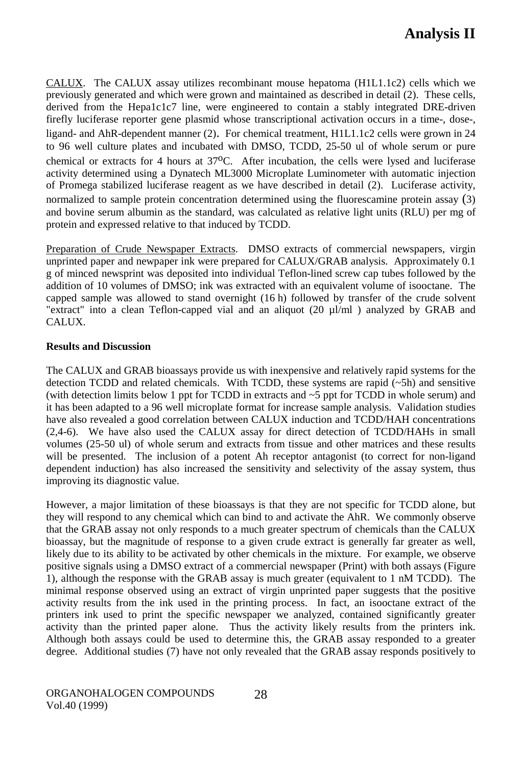CALUX. The CALUX assay utilizes recombinant mouse hepatoma (H1L1.1c2) cells which we previously generated and which were grown and maintained as described in detail (2). These cells, derived from the Hepa1c1c7 line, were engineered to contain a stably integrated DRE-driven firefly luciferase reporter gene plasmid whose transcriptional activation occurs in a time-, dose-, ligand- and AhR-dependent manner (2). For chemical treatment, H1L1.1c2 cells were grown in 24 to 96 well culture plates and incubated with DMSO, TCDD, 25-50 ul of whole serum or pure chemical or extracts for 4 hours at 37$^{o}$C. After incubation, the cells were lysed and luciferase activity determined using a Dynatech ML3000 Microplate Luminometer with automatic injection of Promega stabilized luciferase reagent as we have described in detail (2). Luciferase activity, normalized to sample protein concentration determined using the fluorescamine protein assay (3) and bovine serum albumin as the standard, was calculated as relative light units (RLU) per mg of protein and expressed relative to that induced by TCDD.

Preparation of Crude Newspaper Extracts. DMSO extracts of commercial newspapers, virgin unprinted paper and newpaper ink were prepared for CALUX/GRAB analysis. Approximately 0.1 g of minced newsprint was deposited into individual Teflon-lined screw cap tubes followed by the addition of 10 volumes of DMSO; ink was extracted with an equivalent volume of isooctane. The capped sample was allowed to stand overnight (16 h) followed by transfer of the crude solvent "extract" into a clean Teflon-capped vial and an aliquot (20 µl/ml ) analyzed by GRAB and CALUX.

**Results and Discussion**

The CALUX and GRAB bioassays provide us with inexpensive and relatively rapid systems for the detection TCDD and related chemicals. With TCDD, these systems are rapid (~5h) and sensitive (with detection limits below 1 ppt for TCDD in extracts and ~5 ppt for TCDD in whole serum) and it has been adapted to a 96 well microplate format for increase sample analysis. Validation studies have also revealed a good correlation between CALUX induction and TCDD/HAH concentrations (2,4-6). We have also used the CALUX assay for direct detection of TCDD/HAHs in small volumes (25-50 ul) of whole serum and extracts from tissue and other matrices and these results will be presented. The inclusion of a potent Ah receptor antagonist (to correct for non-ligand dependent induction) has also increased the sensitivity and selectivity of the assay system, thus improving its diagnostic value.

However, a major limitation of these bioassays is that they are not specific for TCDD alone, but they will respond to any chemical which can bind to and activate the AhR. We commonly observe that the GRAB assay not only responds to a much greater spectrum of chemicals than the CALUX bioassay, but the magnitude of response to a given crude extract is generally far greater as well, likely due to its ability to be activated by other chemicals in the mixture. For example, we observe positive signals using a DMSO extract of a commercial newspaper (Print) with both assays (Figure 1), although the response with the GRAB assay is much greater (equivalent to 1 nM TCDD). The minimal response observed using an extract of virgin unprinted paper suggests that the positive activity results from the ink used in the printing process. In fact, an isooctane extract of the printers ink used to print the specific newspaper we analyzed, contained significantly greater activity than the printed paper alone. Thus the activity likely results from the printers ink. Although both assays could be used to determine this, the GRAB assay responded to a greater degree. Additional studies (7) have not only revealed that the GRAB assay responds positively to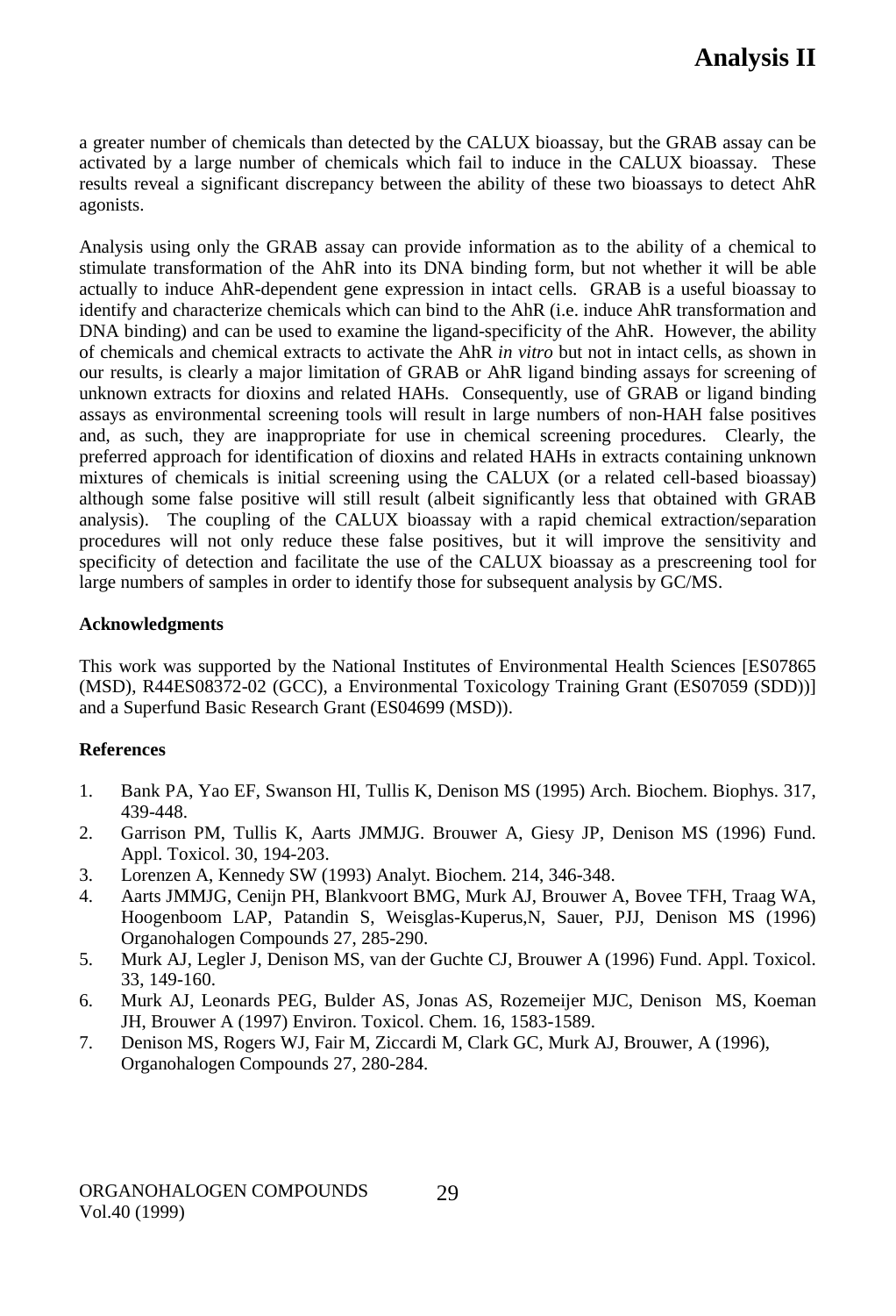a greater number of chemicals than detected by the CALUX bioassay, but the GRAB assay can be activated by a large number of chemicals which fail to induce in the CALUX bioassay. These results reveal a significant discrepancy between the ability of these two bioassays to detect AhR agonists.

Analysis using only the GRAB assay can provide information as to the ability of a chemical to stimulate transformation of the AhR into its DNA binding form, but not whether it will be able actually to induce AhR-dependent gene expression in intact cells. GRAB is a useful bioassay to identify and characterize chemicals which can bind to the AhR (i.e. induce AhR transformation and DNA binding) and can be used to examine the ligand-specificity of the AhR. However, the ability of chemicals and chemical extracts to activate the AhR *in vitro* but not in intact cells, as shown in our results, is clearly a major limitation of GRAB or AhR ligand binding assays for screening of unknown extracts for dioxins and related HAHs. Consequently, use of GRAB or ligand binding assays as environmental screening tools will result in large numbers of non-HAH false positives and, as such, they are inappropriate for use in chemical screening procedures. Clearly, the preferred approach for identification of dioxins and related HAHs in extracts containing unknown mixtures of chemicals is initial screening using the CALUX (or a related cell-based bioassay) although some false positive will still result (albeit significantly less that obtained with GRAB analysis). The coupling of the CALUX bioassay with a rapid chemical extraction/separation procedures will not only reduce these false positives, but it will improve the sensitivity and specificity of detection and facilitate the use of the CALUX bioassay as a prescreening tool for large numbers of samples in order to identify those for subsequent analysis by GC/MS.

**Acknowledgments**

This work was supported by the National Institutes of Environmental Health Sciences [ES07865 (MSD), R44ES08372-02 (GCC), a Environmental Toxicology Training Grant (ES07059 (SDD))] and a Superfund Basic Research Grant (ES04699 (MSD)).

**References**

1. Bank PA, Yao EF, Swanson HI, Tullis K, Denison MS (1995) Arch. Biochem. Biophys. 317, 439-448.
2. Garrison PM, Tullis K, Aarts JMMJG. Brouwer A, Giesy JP, Denison MS (1996) Fund. Appl. Toxicol. 30, 194-203.
3. Lorenzen A, Kennedy SW (1993) Analyt. Biochem. 214, 346-348.
4. Aarts JMMJG, Cenijn PH, Blankvoort BMG, Murk AJ, Brouwer A, Bovee TFH, Traag WA, Hoogenboom LAP, Patandin S, Weisglas-Kuperus,N, Sauer, PJJ, Denison MS (1996) Organohalogen Compounds 27, 285-290.
5. Murk AJ, Legler J, Denison MS, van der Guchte CJ, Brouwer A (1996) Fund. Appl. Toxicol. 33, 149-160.
6. Murk AJ, Leonards PEG, Bulder AS, Jonas AS, Rozemeijer MJC, Denison MS, Koeman JH, Brouwer A (1997) Environ. Toxicol. Chem. 16, 1583-1589.
7. Denison MS, Rogers WJ, Fair M, Ziccardi M, Clark GC, Murk AJ, Brouwer, A (1996), Organohalogen Compounds 27, 280-284.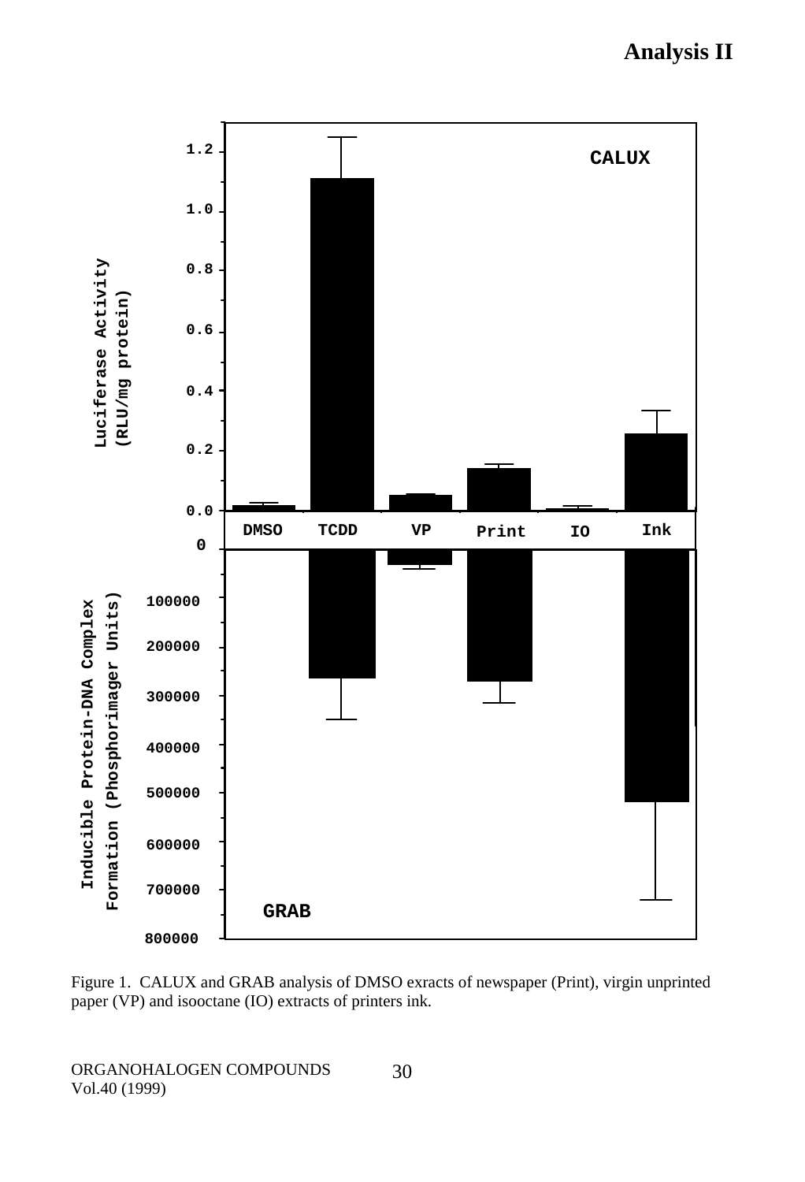# Analysis II

CALUX

Luciferase Activity (RLU/mg protein)

1.2
1.0
0.8
0.6
0.4
0.2
0.0

DMSO TCDD VP Print IO Ink

0
100000
200000
300000
400000
500000
600000
700000
800000

Inducible Protein-DNA Complex Formation (Phosphorimager Units)

GRAB

Figure 1. CALUX and GRAB analysis of DMSO exracts of newspaper (Print), virgin unprinted paper (VP) and isooctane (IO) extracts of printers ink.